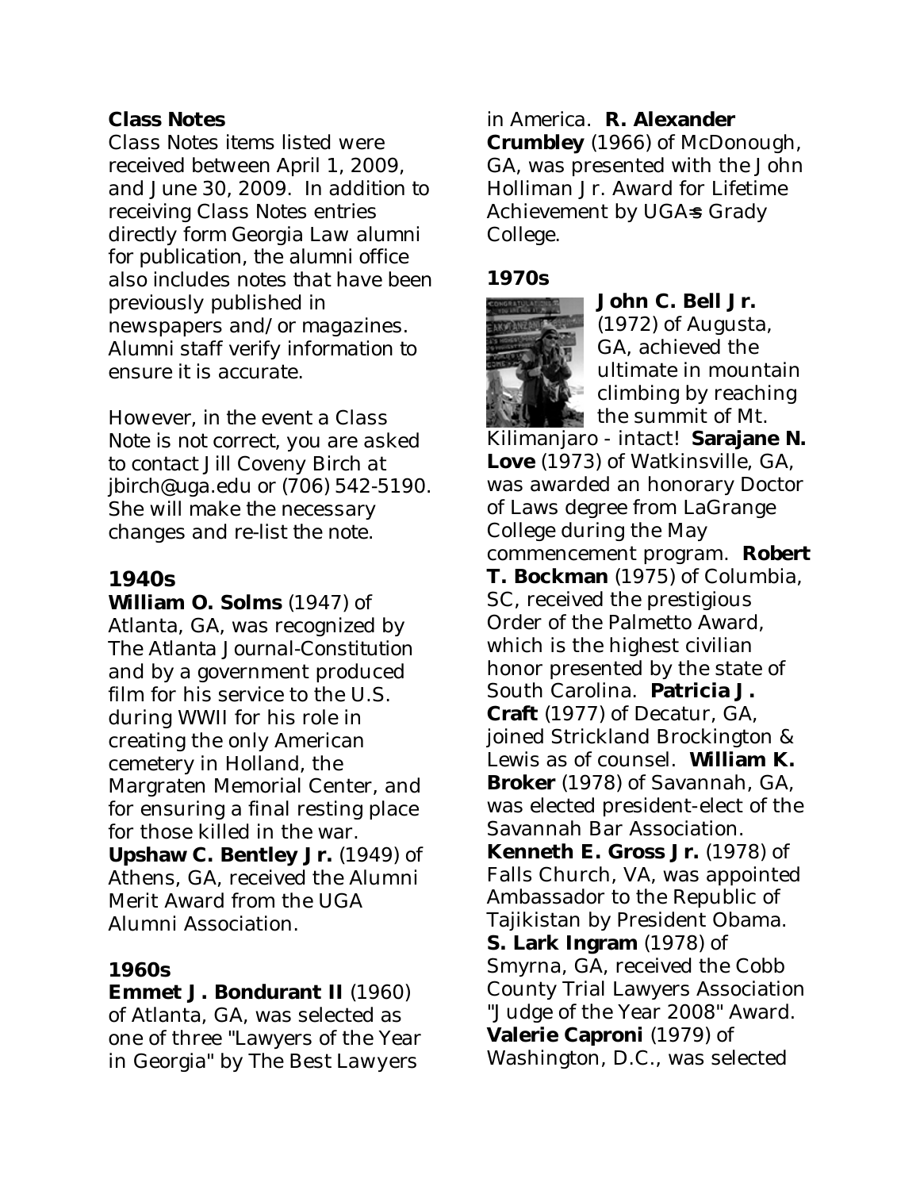## Class Notes

Class Notes items listed were received between April 1, 2009, and June 30, 2009. In addition to receiving Class Notes entries directly form Georgia Law alumni for publication, the alumni office also includes notes that have been previously published in newspapers and/or magazines. Alumni staff verify information to ensure it is accurate.

However, in the event a Class Note is not correct, you are asked to contact Jill Coveny Birch at jbirch@uga.edu or (706) 542-5190. She will make the necessary changes and re-list the note.

## 1940s

**William O. Solms** (1947) of Atlanta, GA, was recognized by The Atlanta Journal-Constitution and by a government produced film for his service to the U.S. during WWII for his role in creating the only American cemetery in Holland, the Margraten Memorial Center, and for ensuring a final resting place for those killed in the war. **Upshaw C. Bentley Jr.** (1949) of Athens, GA, received the Alumni Merit Award from the UGA Alumni Association.

## 1960s

**Emmet J. Bondurant II** (1960) of Atlanta, GA, was selected as one of three "Lawyers of the Year in Georgia" by The Best Lawyers in America. **R. Alexander Crumbley** (1966) of McDonough, GA, was presented with the John Holliman Jr. Award for Lifetime Achievement by UGA=s Grady College.

## 1970s

**John C. Bell Jr.** (1972) of Augusta, GA, achieved the ultimate in mountain climbing by reaching the summit of Mt. Kilimanjaro - intact! **Sarajane N. Love** (1973) of Watkinsville, GA, was awarded an honorary Doctor of Laws degree from LaGrange College during the May commencement program. **Robert T. Bockman** (1975) of Columbia, SC, received the prestigious Order of the Palmetto Award, which is the highest civilian honor presented by the state of South Carolina. **Patricia J. Craft** (1977) of Decatur, GA, joined Strickland Brockington & Lewis as of counsel. **William K. Broker** (1978) of Savannah, GA, was elected president-elect of the Savannah Bar Association. **Kenneth E. Gross Jr.** (1978) of Falls Church, VA, was appointed Ambassador to the Republic of Tajikistan by President Obama. **S. Lark Ingram** (1978) of Smyrna, GA, received the Cobb County Trial Lawyers Association "Judge of the Year 2008" Award. **Valerie Caproni** (1979) of Washington, D.C., was selected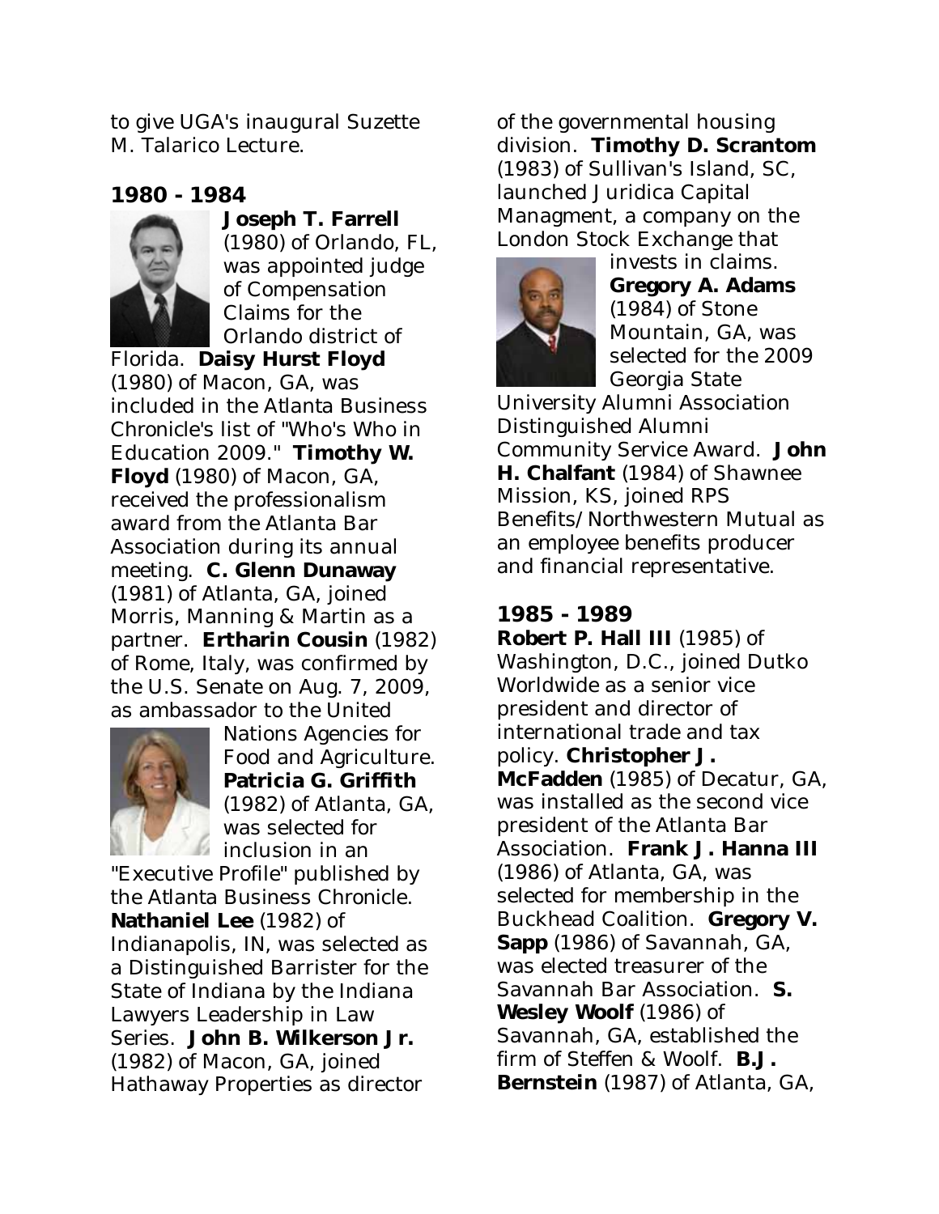to give UGA's inaugural Suzette M. Talarico Lecture.

## 1980 - 1984

**Joseph T. Farrell** (1980) of Orlando, FL, was appointed judge of Compensation Claims for the Orlando district of Florida. **Daisy Hurst Floyd** (1980) of Macon, GA, was included in the Atlanta Business Chronicle's list of "Who's Who in Education 2009." **Timothy W. Floyd** (1980) of Macon, GA, received the professionalism award from the Atlanta Bar Association during its annual meeting. **C. Glenn Dunaway** (1981) of Atlanta, GA, joined Morris, Manning & Martin as a partner. **Ertharin Cousin** (1982) of Rome, Italy, was confirmed by the U.S. Senate on Aug. 7, 2009, as ambassador to the United Nations Agencies for Food and Agriculture. **Patricia G. Griffith** (1982) of Atlanta, GA, was selected for inclusion in an "Executive Profile" published by the Atlanta Business Chronicle. **Nathaniel Lee** (1982) of Indianapolis, IN, was selected as a Distinguished Barrister for the State of Indiana by the Indiana Lawyers Leadership in Law Series. **John B. Wilkerson Jr.** (1982) of Macon, GA, joined Hathaway Properties as director of the governmental housing division. **Timothy D. Scrantom** (1983) of Sullivan's Island, SC, launched Juridica Capital Managment, a company on the London Stock Exchange that invests in claims. **Gregory A. Adams** (1984) of Stone Mountain, GA, was selected for the 2009 Georgia State University Alumni Association Distinguished Alumni Community Service Award. **John H. Chalfant** (1984) of Shawnee Mission, KS, joined RPS Benefits/Northwestern Mutual as an employee benefits producer and financial representative.

## 1985 - 1989

**Robert P. Hall III** (1985) of Washington, D.C., joined Dutko Worldwide as a senior vice president and director of international trade and tax policy. **Christopher J. McFadden** (1985) of Decatur, GA, was installed as the second vice president of the Atlanta Bar Association. **Frank J. Hanna III** (1986) of Atlanta, GA, was selected for membership in the Buckhead Coalition. **Gregory V. Sapp** (1986) of Savannah, GA, was elected treasurer of the Savannah Bar Association. **S. Wesley Woolf** (1986) of Savannah, GA, established the firm of Steffen & Woolf. **B.J. Bernstein** (1987) of Atlanta, GA,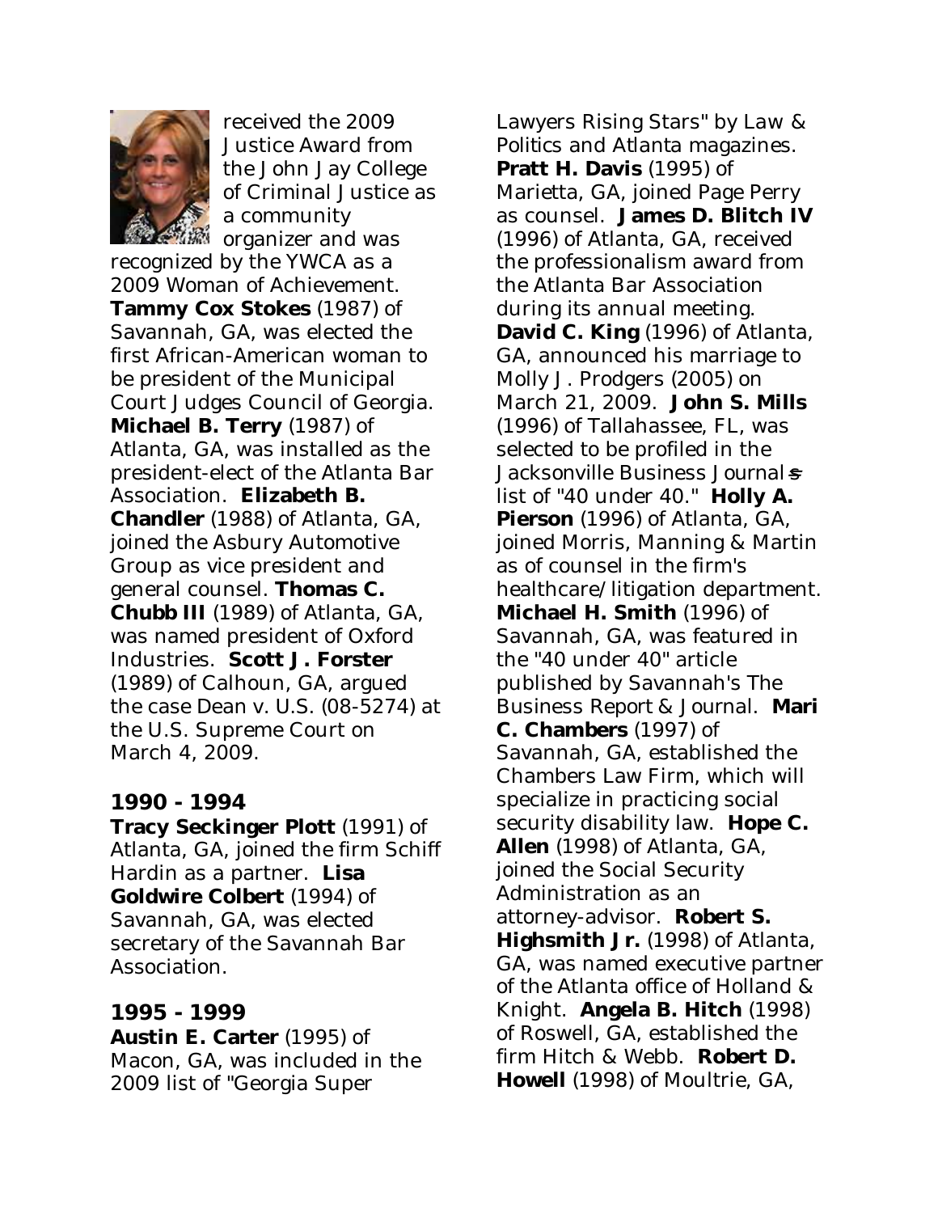received the 2009 Justice Award from the John Jay College of Criminal Justice as a community organizer and was recognized by the YWCA as a 2009 Woman of Achievement. **Tammy Cox Stokes** (1987) of Savannah, GA, was elected the first African-American woman to be president of the Municipal Court Judges Council of Georgia. **Michael B. Terry** (1987) of Atlanta, GA, was installed as the president-elect of the Atlanta Bar Association. **Elizabeth B. Chandler** (1988) of Atlanta, GA, joined the Asbury Automotive Group as vice president and general counsel. **Thomas C. Chubb III** (1989) of Atlanta, GA, was named president of Oxford Industries. **Scott J. Forster** (1989) of Calhoun, GA, argued the case Dean v. U.S. (08-5274) at the U.S. Supreme Court on March 4, 2009.

## 1990 - 1994

**Tracy Seckinger Plott** (1991) of Atlanta, GA, joined the firm Schiff Hardin as a partner. **Lisa Goldwire Colbert** (1994) of Savannah, GA, was elected secretary of the Savannah Bar Association.

## 1995 - 1999

**Austin E. Carter** (1995) of Macon, GA, was included in the 2009 list of "Georgia Super Lawyers Rising Stars" by Law & Politics and Atlanta magazines. **Pratt H. Davis** (1995) of Marietta, GA, joined Page Perry as counsel. **James D. Blitch IV** (1996) of Atlanta, GA, received the professionalism award from the Atlanta Bar Association during its annual meeting. **David C. King** (1996) of Atlanta, GA, announced his marriage to Molly J. Prodgers (2005) on March 21, 2009. **John S. Mills** (1996) of Tallahassee, FL, was selected to be profiled in the Jacksonville Business Journal's list of "40 under 40." **Holly A. Pierson** (1996) of Atlanta, GA, joined Morris, Manning & Martin as of counsel in the firm's healthcare/litigation department. **Michael H. Smith** (1996) of Savannah, GA, was featured in the "40 under 40" article published by Savannah's The Business Report & Journal. **Mari C. Chambers** (1997) of Savannah, GA, established the Chambers Law Firm, which will specialize in practicing social security disability law. **Hope C. Allen** (1998) of Atlanta, GA, joined the Social Security Administration as an attorney-advisor. **Robert S. Highsmith Jr.** (1998) of Atlanta, GA, was named executive partner of the Atlanta office of Holland & Knight. **Angela B. Hitch** (1998) of Roswell, GA, established the firm Hitch & Webb. **Robert D. Howell** (1998) of Moultrie, GA,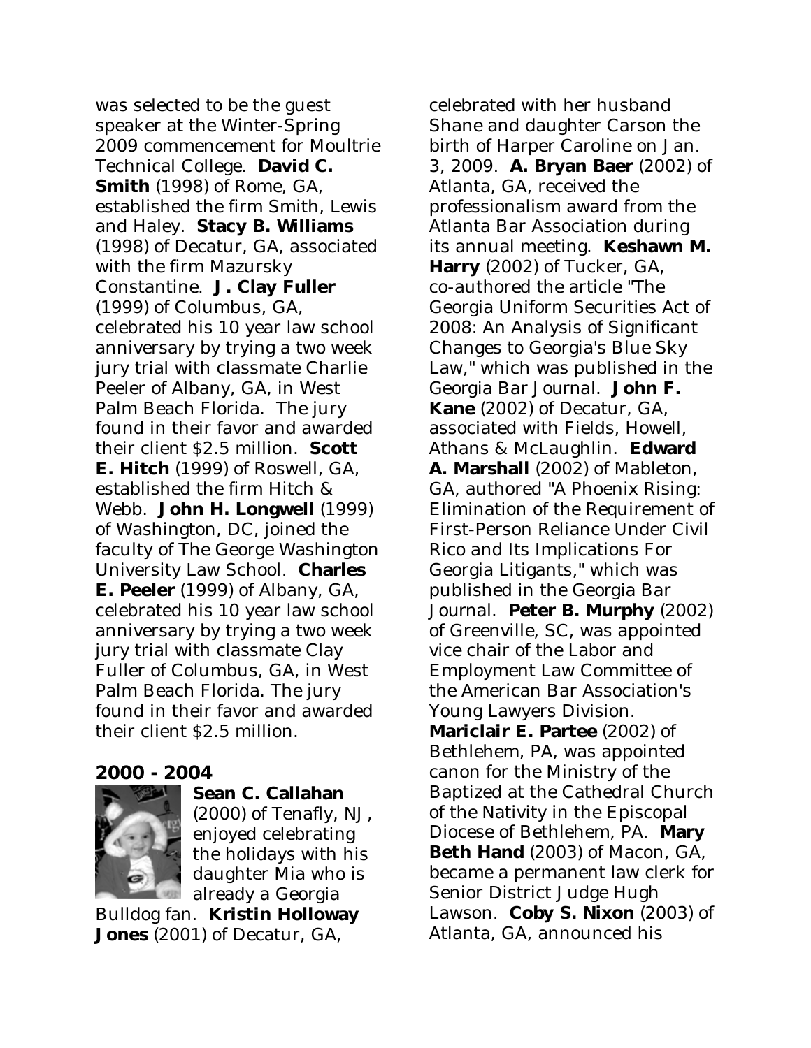was selected to be the guest speaker at the Winter-Spring 2009 commencement for Moultrie Technical College. **David C. Smith** (1998) of Rome, GA, established the firm Smith, Lewis and Haley. **Stacy B. Williams** (1998) of Decatur, GA, associated with the firm Mazursky Constantine. **J. Clay Fuller** (1999) of Columbus, GA, celebrated his 10 year law school anniversary by trying a two week jury trial with classmate Charlie Peeler of Albany, GA, in West Palm Beach Florida. The jury found in their favor and awarded their client $2.5 million. **Scott E. Hitch** (1999) of Roswell, GA, established the firm Hitch & Webb. **John H. Longwell** (1999) of Washington, DC, joined the faculty of The George Washington University Law School. **Charles E. Peeler** (1999) of Albany, GA, celebrated his 10 year law school anniversary by trying a two week jury trial with classmate Clay Fuller of Columbus, GA, in West Palm Beach Florida. The jury found in their favor and awarded their client $2.5 million.

## 2000 - 2004

**Sean C. Callahan** (2000) of Tenafly, NJ, enjoyed celebrating the holidays with his daughter Mia who is already a Georgia Bulldog fan. **Kristin Holloway Jones** (2001) of Decatur, GA, celebrated with her husband Shane and daughter Carson the birth of Harper Caroline on Jan. 3, 2009. **A. Bryan Baer** (2002) of Atlanta, GA, received the professionalism award from the Atlanta Bar Association during its annual meeting. **Keshawn M. Harry** (2002) of Tucker, GA, co-authored the article "The Georgia Uniform Securities Act of 2008: An Analysis of Significant Changes to Georgia's Blue Sky Law," which was published in the Georgia Bar Journal. **John F. Kane** (2002) of Decatur, GA, associated with Fields, Howell, Athans & McLaughlin. **Edward A. Marshall** (2002) of Mableton, GA, authored "A Phoenix Rising: Elimination of the Requirement of First-Person Reliance Under Civil Rico and Its Implications For Georgia Litigants," which was published in the Georgia Bar Journal. **Peter B. Murphy** (2002) of Greenville, SC, was appointed vice chair of the Labor and Employment Law Committee of the American Bar Association's Young Lawyers Division. **Mariclair E. Partee** (2002) of Bethlehem, PA, was appointed canon for the Ministry of the Baptized at the Cathedral Church of the Nativity in the Episcopal Diocese of Bethlehem, PA. **Mary Beth Hand** (2003) of Macon, GA, became a permanent law clerk for Senior District Judge Hugh Lawson. **Coby S. Nixon** (2003) of Atlanta, GA, announced his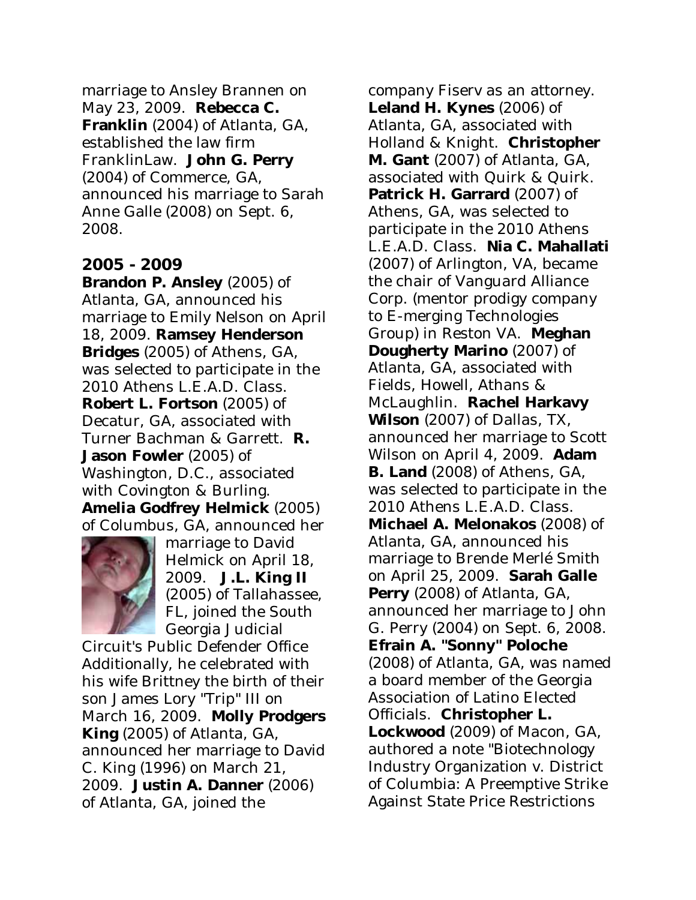marriage to Ansley Brannen on May 23, 2009. **Rebecca C. Franklin** (2004) of Atlanta, GA, established the law firm FranklinLaw. **John G. Perry** (2004) of Commerce, GA, announced his marriage to Sarah Anne Galle (2008) on Sept. 6, 2008.

## 2005 - 2009

**Brandon P. Ansley** (2005) of Atlanta, GA, announced his marriage to Emily Nelson on April 18, 2009. **Ramsey Henderson Bridges** (2005) of Athens, GA, was selected to participate in the 2010 Athens L.E.A.D. Class. **Robert L. Fortson** (2005) of Decatur, GA, associated with Turner Bachman & Garrett. **R. Jason Fowler** (2005) of Washington, D.C., associated with Covington & Burling. **Amelia Godfrey Helmick** (2005) of Columbus, GA, announced her marriage to David Helmick on April 18, 2009. **J.L. King II** (2005) of Tallahassee, FL, joined the South Georgia Judicial Circuit's Public Defender Office Additionally, he celebrated with his wife Brittney the birth of their son James Lory "Trip" III on March 16, 2009. **Molly Prodgers King** (2005) of Atlanta, GA, announced her marriage to David C. King (1996) on March 21, 2009. **Justin A. Danner** (2006) of Atlanta, GA, joined the company Fiserv as an attorney. **Leland H. Kynes** (2006) of Atlanta, GA, associated with Holland & Knight. **Christopher M. Gant** (2007) of Atlanta, GA, associated with Quirk & Quirk. **Patrick H. Garrard** (2007) of Athens, GA, was selected to participate in the 2010 Athens L.E.A.D. Class. **Nia C. Mahallati** (2007) of Arlington, VA, became the chair of Vanguard Alliance Corp. (mentor prodigy company to E-merging Technologies Group) in Reston VA. **Meghan Dougherty Marino** (2007) of Atlanta, GA, associated with Fields, Howell, Athans & McLaughlin. **Rachel Harkavy Wilson** (2007) of Dallas, TX, announced her marriage to Scott Wilson on April 4, 2009. **Adam B. Land** (2008) of Athens, GA, was selected to participate in the 2010 Athens L.E.A.D. Class. **Michael A. Melonakos** (2008) of Atlanta, GA, announced his marriage to Brende Merlé Smith on April 25, 2009. **Sarah Galle Perry** (2008) of Atlanta, GA, announced her marriage to John G. Perry (2004) on Sept. 6, 2008. **Efrain A. "Sonny" Poloche** (2008) of Atlanta, GA, was named a board member of the Georgia Association of Latino Elected Officials. **Christopher L. Lockwood** (2009) of Macon, GA, authored a note "Biotechnology Industry Organization v. District of Columbia: A Preemptive Strike Against State Price Restrictions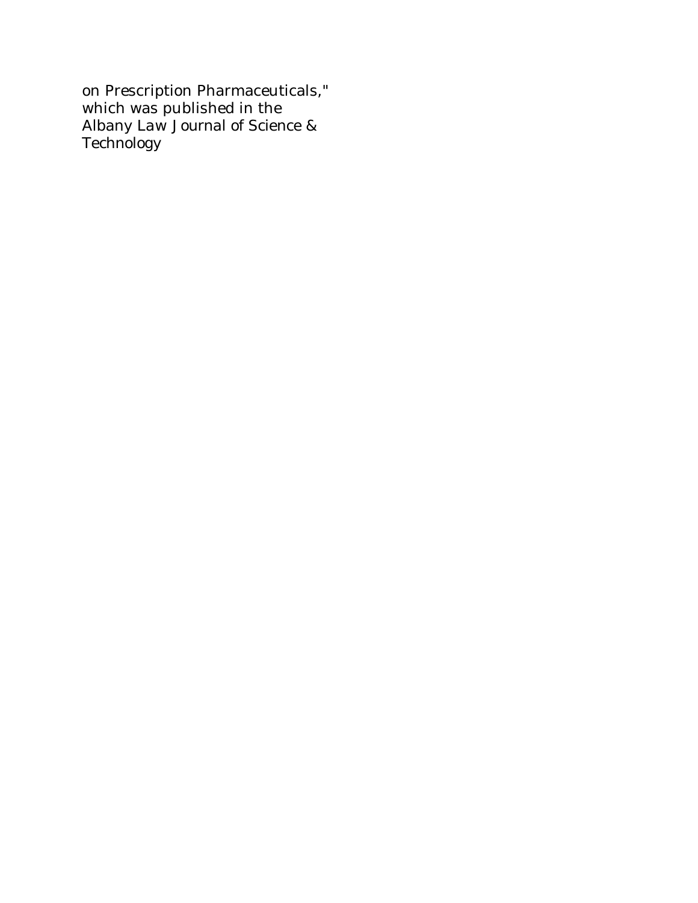on Prescription Pharmaceuticals," which was published in the Albany Law Journal of Science & Technology